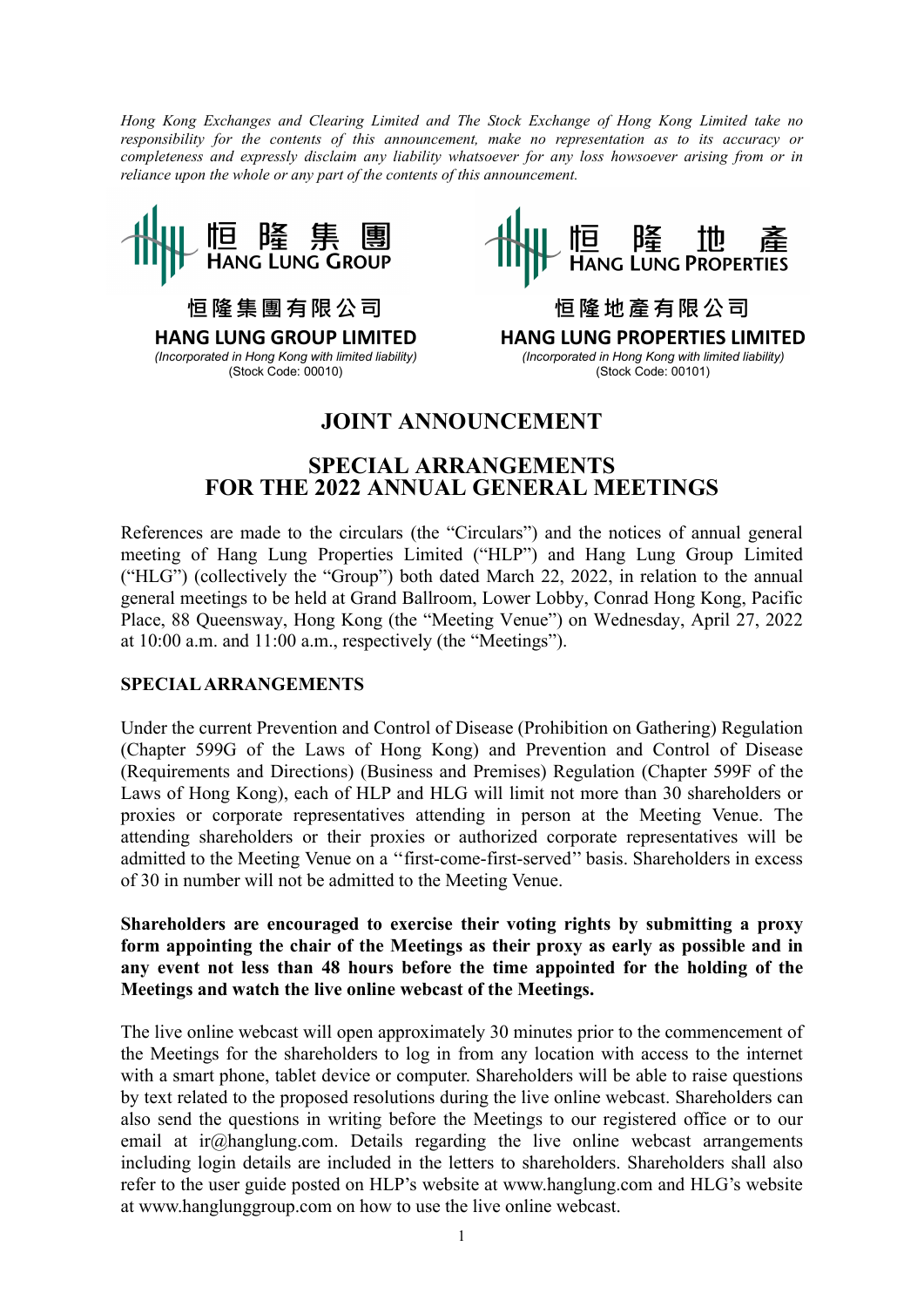*Hong Kong Exchanges and Clearing Limited and The Stock Exchange of Hong Kong Limited take no responsibility for the contents of this announcement, make no representation as to its accuracy or completeness and expressly disclaim any liability whatsoever for any loss howsoever arising from or in reliance upon the whole or any part of the contents of this announcement.*

恒隆集團
HANG LUNG GROUP

**恒隆集團有限公司**

**HANG LUNG GROUP LIMITED**

*(Incorporated in Hong Kong with limited liability)*
(Stock Code: 00010)

恒隆地產
HANG LUNG PROPERTIES

**恒隆地產有限公司**

**HANG LUNG PROPERTIES LIMITED**

*(Incorporated in Hong Kong with limited liability)*
(Stock Code: 00101)

# JOINT ANNOUNCEMENT

# SPECIAL ARRANGEMENTS FOR THE 2022 ANNUAL GENERAL MEETINGS

References are made to the circulars (the "Circulars") and the notices of annual general meeting of Hang Lung Properties Limited ("HLP") and Hang Lung Group Limited ("HLG") (collectively the "Group") both dated March 22, 2022, in relation to the annual general meetings to be held at Grand Ballroom, Lower Lobby, Conrad Hong Kong, Pacific Place, 88 Queensway, Hong Kong (the "Meeting Venue") on Wednesday, April 27, 2022 at 10:00 a.m. and 11:00 a.m., respectively (the "Meetings").

## SPECIAL ARRANGEMENTS

Under the current Prevention and Control of Disease (Prohibition on Gathering) Regulation (Chapter 599G of the Laws of Hong Kong) and Prevention and Control of Disease (Requirements and Directions) (Business and Premises) Regulation (Chapter 599F of the Laws of Hong Kong), each of HLP and HLG will limit not more than 30 shareholders or proxies or corporate representatives attending in person at the Meeting Venue. The attending shareholders or their proxies or authorized corporate representatives will be admitted to the Meeting Venue on a ''first-come-first-served'' basis. Shareholders in excess of 30 in number will not be admitted to the Meeting Venue.

**Shareholders are encouraged to exercise their voting rights by submitting a proxy form appointing the chair of the Meetings as their proxy as early as possible and in any event not less than 48 hours before the time appointed for the holding of the Meetings and watch the live online webcast of the Meetings.**

The live online webcast will open approximately 30 minutes prior to the commencement of the Meetings for the shareholders to log in from any location with access to the internet with a smart phone, tablet device or computer. Shareholders will be able to raise questions by text related to the proposed resolutions during the live online webcast. Shareholders can also send the questions in writing before the Meetings to our registered office or to our email at ir@hanglung.com. Details regarding the live online webcast arrangements including login details are included in the letters to shareholders. Shareholders shall also refer to the user guide posted on HLP's website at www.hanglung.com and HLG's website at www.hanglunggroup.com on how to use the live online webcast.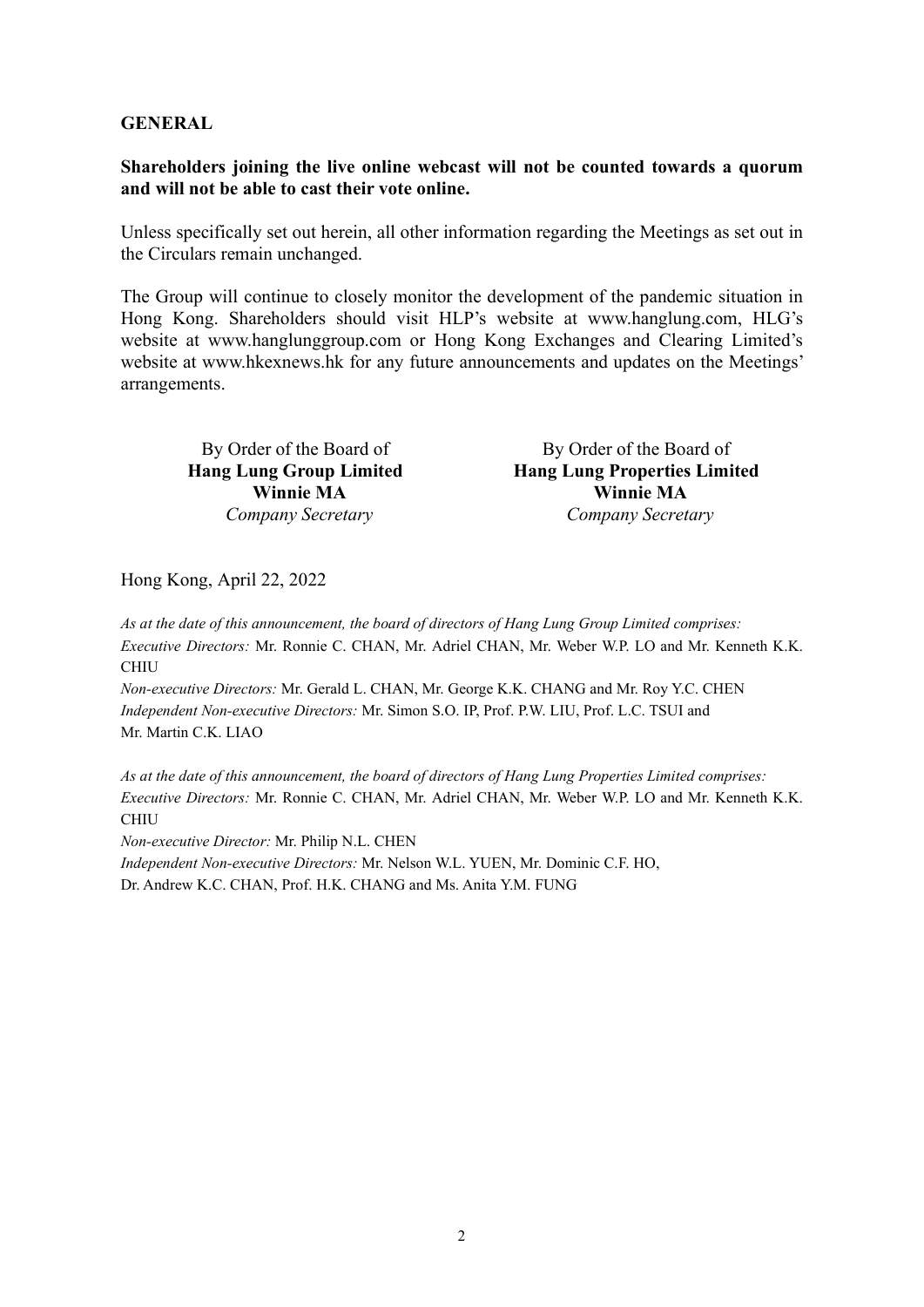**GENERAL**

**Shareholders joining the live online webcast will not be counted towards a quorum and will not be able to cast their vote online.**

Unless specifically set out herein, all other information regarding the Meetings as set out in the Circulars remain unchanged.

The Group will continue to closely monitor the development of the pandemic situation in Hong Kong. Shareholders should visit HLP's website at www.hanglung.com, HLG's website at www.hanglunggroup.com or Hong Kong Exchanges and Clearing Limited's website at www.hkexnews.hk for any future announcements and updates on the Meetings' arrangements.

By Order of the Board of
**Hang Lung Group Limited**
**Winnie MA**
*Company Secretary*

By Order of the Board of
**Hang Lung Properties Limited**
**Winnie MA**
*Company Secretary*

Hong Kong, April 22, 2022

*As at the date of this announcement, the board of directors of Hang Lung Group Limited comprises:*
*Executive Directors:* Mr. Ronnie C. CHAN, Mr. Adriel CHAN, Mr. Weber W.P. LO and Mr. Kenneth K.K. CHIU
*Non-executive Directors:* Mr. Gerald L. CHAN, Mr. George K.K. CHANG and Mr. Roy Y.C. CHEN
*Independent Non-executive Directors:* Mr. Simon S.O. IP, Prof. P.W. LIU, Prof. L.C. TSUI and Mr. Martin C.K. LIAO

*As at the date of this announcement, the board of directors of Hang Lung Properties Limited comprises:*
*Executive Directors:* Mr. Ronnie C. CHAN, Mr. Adriel CHAN, Mr. Weber W.P. LO and Mr. Kenneth K.K. CHIU
*Non-executive Director:* Mr. Philip N.L. CHEN
*Independent Non-executive Directors:* Mr. Nelson W.L. YUEN, Mr. Dominic C.F. HO, Dr. Andrew K.C. CHAN, Prof. H.K. CHANG and Ms. Anita Y.M. FUNG